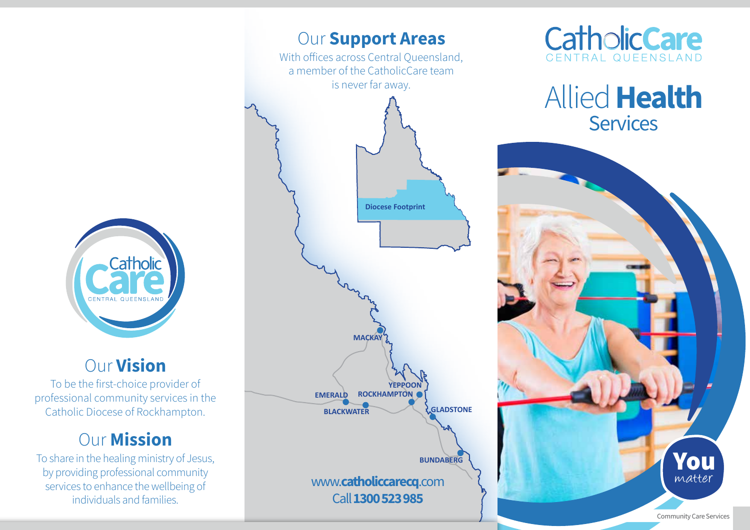CatholicCare
CENTRAL QUEENSLAND

# Allied **Health** Services

**You** *matter*

Community Care Services

## Our **Support Areas**

With offices across Central Queensland, a member of the CatholicCare team is never far away.

Diocese Footprint

MACKAY
YEPPOON
EMERALD
ROCKHAMPTON
BLACKWATER
GLADSTONE
BUNDABERG

www.**catholiccarecq**.com

Call **1300 523 985**

Catholic Care
CENTRAL QUEENSLAND

## Our **Vision**

To be the first-choice provider of professional community services in the Catholic Diocese of Rockhampton.

## Our **Mission**

To share in the healing ministry of Jesus, by providing professional community services to enhance the wellbeing of individuals and families.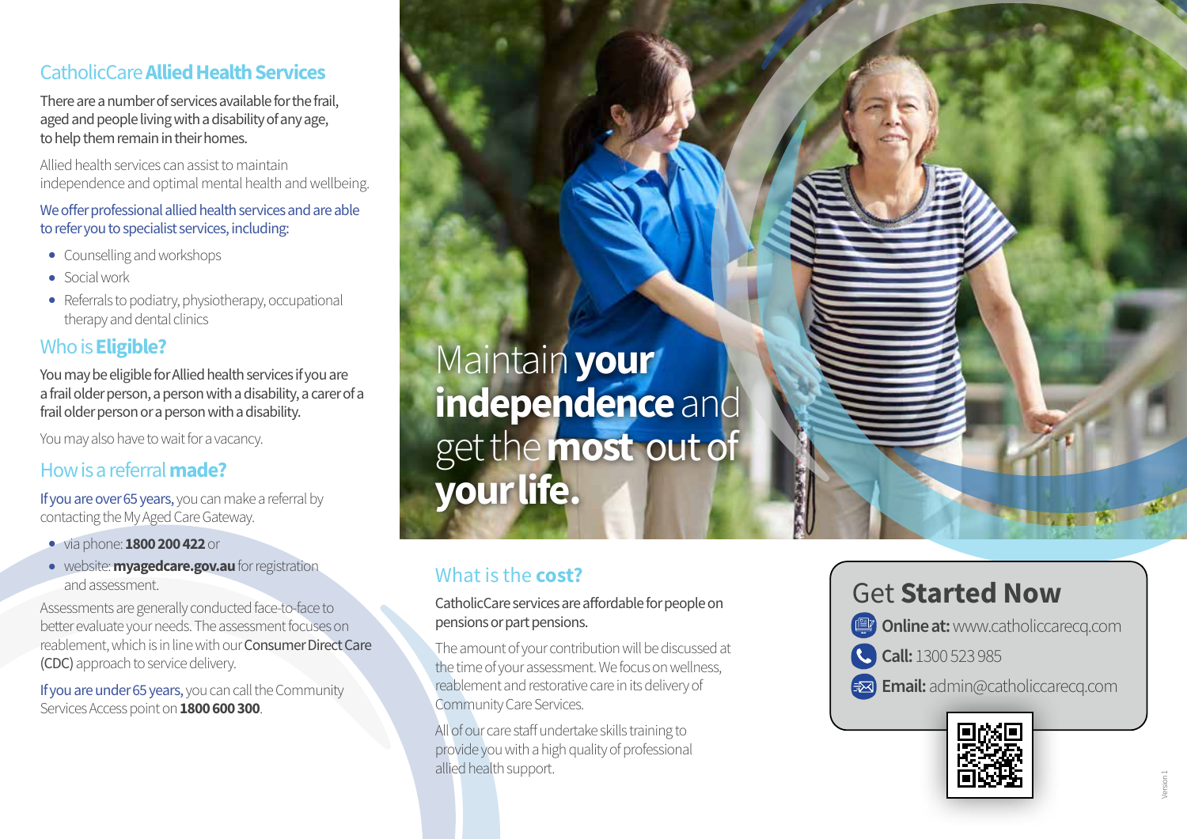## CatholicCare **Allied Health Services**

There are a number of services available for the frail, aged and people living with a disability of any age, to help them remain in their homes.

Allied health services can assist to maintain independence and optimal mental health and wellbeing.

We offer professional allied health services and are able to refer you to specialist services, including:

- Counselling and workshops
- Social work
- Referrals to podiatry, physiotherapy, occupational therapy and dental clinics

## Who is **Eligible?**

You may be eligible for Allied health services if you are a frail older person, a person with a disability, a carer of a frail older person or a person with a disability.

You may also have to wait for a vacancy.

## How is a referral **made?**

If you are over 65 years, you can make a referral by contacting the My Aged Care Gateway.

- via phone: **1800 200 422** or
- website: **myagedcare.gov.au** for registration and assessment.

Assessments are generally conducted face-to-face to better evaluate your needs. The assessment focuses on reablement, which is in line with our Consumer Direct Care (CDC) approach to service delivery.

If you are under 65 years, you can call the Community Services Access point on **1800 600 300**.

# Maintain **your independence** and get the **most** out of **your life.**

## What is the **cost?**

CatholicCare services are affordable for people on pensions or part pensions.

The amount of your contribution will be discussed at the time of your assessment. We focus on wellness, reablement and restorative care in its delivery of Community Care Services.

All of our care staff undertake skills training to provide you with a high quality of professional allied health support.

## Get **Started Now**

**Online at:** www.catholiccarecq.com

**Call:** 1300 523 985

**Email:** admin@catholiccarecq.com

Version 1